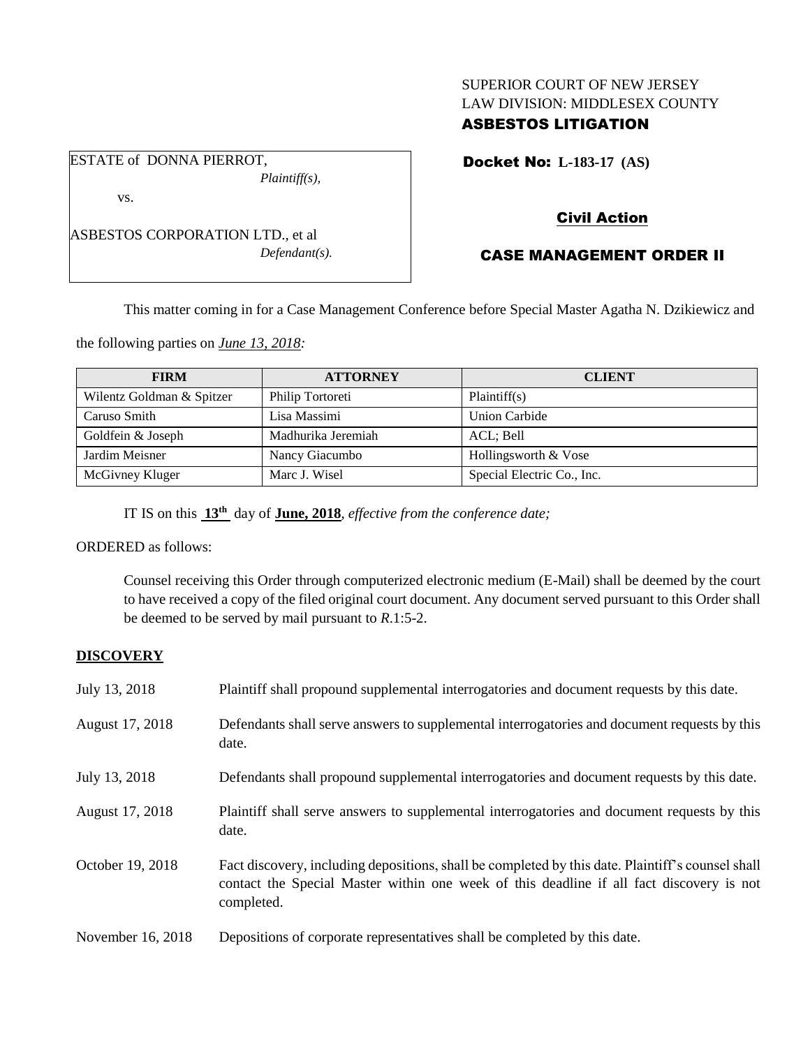SUPERIOR COURT OF NEW JERSEY
LAW DIVISION: MIDDLESEX COUNTY
**ASBESTOS LITIGATION**

ESTATE of DONNA PIERROT,
*Plaintiff(s),*

vs.

ASBESTOS CORPORATION LTD., et al
*Defendant(s).*

**Docket No: L-183-17 (AS)**

**Civil Action**

**CASE MANAGEMENT ORDER II**

This matter coming in for a Case Management Conference before Special Master Agatha N. Dzikiewicz and the following parties on *June 13, 2018:*

| FIRM | ATTORNEY | CLIENT |
|---|---|---|
| Wilentz Goldman & Spitzer | Philip Tortoreti | Plaintiff(s) |
| Caruso Smith | Lisa Massimi | Union Carbide |
| Goldfein & Joseph | Madhurika Jeremiah | ACL; Bell |
| Jardim Meisner | Nancy Giacumbo | Hollingsworth & Vose |
| McGivney Kluger | Marc J. Wisel | Special Electric Co., Inc. |

IT IS on this **13th** day of **June, 2018**, *effective from the conference date;*

ORDERED as follows:

Counsel receiving this Order through computerized electronic medium (E-Mail) shall be deemed by the court to have received a copy of the filed original court document. Any document served pursuant to this Order shall be deemed to be served by mail pursuant to *R.*1:5-2.

**DISCOVERY**

July 13, 2018 — Plaintiff shall propound supplemental interrogatories and document requests by this date.

August 17, 2018 — Defendants shall serve answers to supplemental interrogatories and document requests by this date.

July 13, 2018 — Defendants shall propound supplemental interrogatories and document requests by this date.

August 17, 2018 — Plaintiff shall serve answers to supplemental interrogatories and document requests by this date.

October 19, 2018 — Fact discovery, including depositions, shall be completed by this date. Plaintiff's counsel shall contact the Special Master within one week of this deadline if all fact discovery is not completed.

November 16, 2018 — Depositions of corporate representatives shall be completed by this date.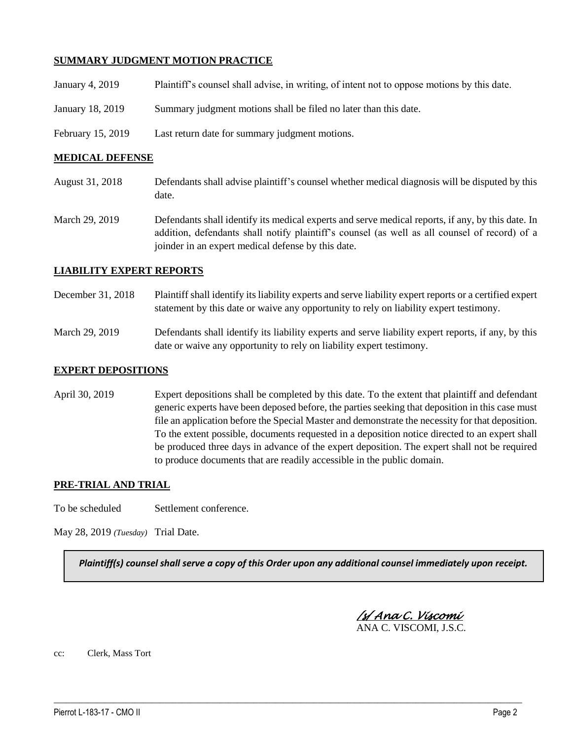**SUMMARY JUDGMENT MOTION PRACTICE**

| | |
|---|---|
| January 4, 2019 | Plaintiff's counsel shall advise, in writing, of intent not to oppose motions by this date. |
| January 18, 2019 | Summary judgment motions shall be filed no later than this date. |
| February 15, 2019 | Last return date for summary judgment motions. |

**MEDICAL DEFENSE**

| | |
|---|---|
| August 31, 2018 | Defendants shall advise plaintiff's counsel whether medical diagnosis will be disputed by this date. |
| March 29, 2019 | Defendants shall identify its medical experts and serve medical reports, if any, by this date. In addition, defendants shall notify plaintiff's counsel (as well as all counsel of record) of a joinder in an expert medical defense by this date. |

**LIABILITY EXPERT REPORTS**

| | |
|---|---|
| December 31, 2018 | Plaintiff shall identify its liability experts and serve liability expert reports or a certified expert statement by this date or waive any opportunity to rely on liability expert testimony. |
| March 29, 2019 | Defendants shall identify its liability experts and serve liability expert reports, if any, by this date or waive any opportunity to rely on liability expert testimony. |

**EXPERT DEPOSITIONS**

| | |
|---|---|
| April 30, 2019 | Expert depositions shall be completed by this date. To the extent that plaintiff and defendant generic experts have been deposed before, the parties seeking that deposition in this case must file an application before the Special Master and demonstrate the necessity for that deposition. To the extent possible, documents requested in a deposition notice directed to an expert shall be produced three days in advance of the expert deposition. The expert shall not be required to produce documents that are readily accessible in the public domain. |

**PRE-TRIAL AND TRIAL**

| | |
|---|---|
| To be scheduled | Settlement conference. |
| May 28, 2019 *(Tuesday)* | Trial Date. |

***Plaintiff(s) counsel shall serve a copy of this Order upon any additional counsel immediately upon receipt.***

*/s/ Ana C. Viscomi*
ANA C. VISCOMI, J.S.C.

cc: Clerk, Mass Tort